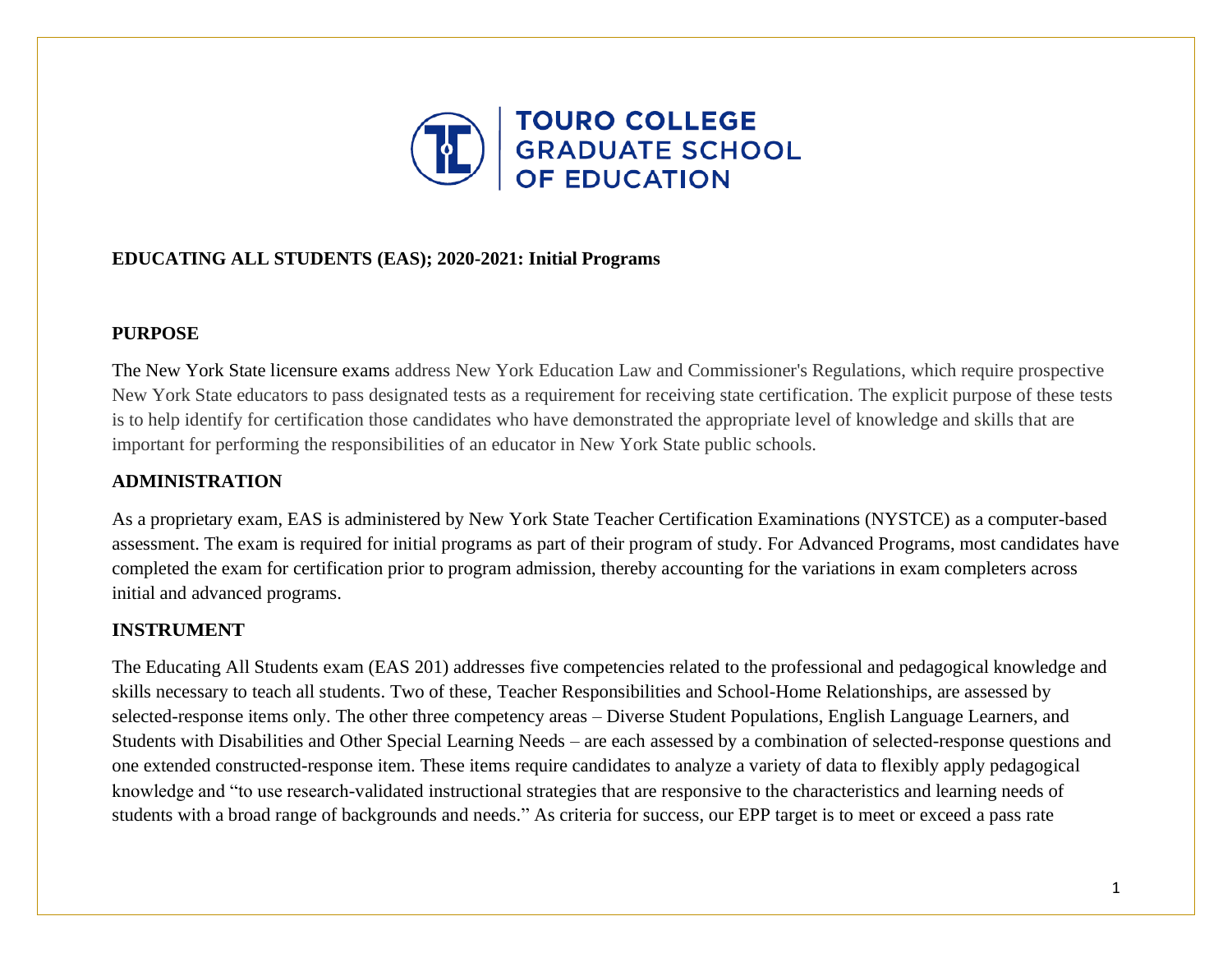TOURO COLLEGE GRADUATE SCHOOL OF EDUCATION

**EDUCATING ALL STUDENTS (EAS); 2020-2021: Initial Programs**

## PURPOSE

The New York State licensure exams address New York Education Law and Commissioner's Regulations, which require prospective New York State educators to pass designated tests as a requirement for receiving state certification. The explicit purpose of these tests is to help identify for certification those candidates who have demonstrated the appropriate level of knowledge and skills that are important for performing the responsibilities of an educator in New York State public schools.

## ADMINISTRATION

As a proprietary exam, EAS is administered by New York State Teacher Certification Examinations (NYSTCE) as a computer-based assessment. The exam is required for initial programs as part of their program of study. For Advanced Programs, most candidates have completed the exam for certification prior to program admission, thereby accounting for the variations in exam completers across initial and advanced programs.

## INSTRUMENT

The Educating All Students exam (EAS 201) addresses five competencies related to the professional and pedagogical knowledge and skills necessary to teach all students. Two of these, Teacher Responsibilities and School-Home Relationships, are assessed by selected-response items only. The other three competency areas – Diverse Student Populations, English Language Learners, and Students with Disabilities and Other Special Learning Needs – are each assessed by a combination of selected-response questions and one extended constructed-response item. These items require candidates to analyze a variety of data to flexibly apply pedagogical knowledge and "to use research-validated instructional strategies that are responsive to the characteristics and learning needs of students with a broad range of backgrounds and needs." As criteria for success, our EPP target is to meet or exceed a pass rate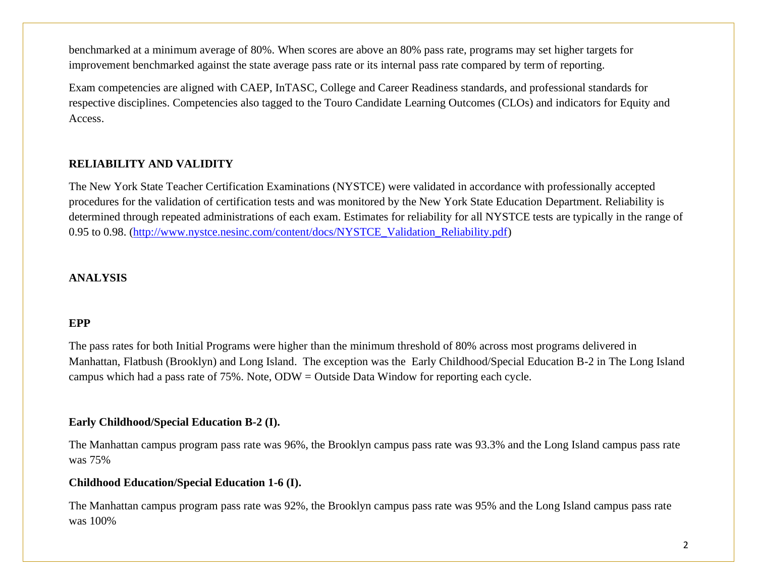benchmarked at a minimum average of 80%. When scores are above an 80% pass rate, programs may set higher targets for improvement benchmarked against the state average pass rate or its internal pass rate compared by term of reporting.

Exam competencies are aligned with CAEP, InTASC, College and Career Readiness standards, and professional standards for respective disciplines. Competencies also tagged to the Touro Candidate Learning Outcomes (CLOs) and indicators for Equity and Access.

## RELIABILITY AND VALIDITY

The New York State Teacher Certification Examinations (NYSTCE) were validated in accordance with professionally accepted procedures for the validation of certification tests and was monitored by the New York State Education Department. Reliability is determined through repeated administrations of each exam. Estimates for reliability for all NYSTCE tests are typically in the range of 0.95 to 0.98. ([http://www.nystce.nesinc.com/content/docs/NYSTCE_Validation_Reliability.pdf](http://www.nystce.nesinc.com/content/docs/NYSTCE_Validation_Reliability.pdf))

## ANALYSIS

### EPP

The pass rates for both Initial Programs were higher than the minimum threshold of 80% across most programs delivered in Manhattan, Flatbush (Brooklyn) and Long Island. The exception was the Early Childhood/Special Education B-2 in The Long Island campus which had a pass rate of 75%. Note, ODW = Outside Data Window for reporting each cycle.

**Early Childhood/Special Education B-2 (I).**

The Manhattan campus program pass rate was 96%, the Brooklyn campus pass rate was 93.3% and the Long Island campus pass rate was 75%

**Childhood Education/Special Education 1-6 (I).**

The Manhattan campus program pass rate was 92%, the Brooklyn campus pass rate was 95% and the Long Island campus pass rate was 100%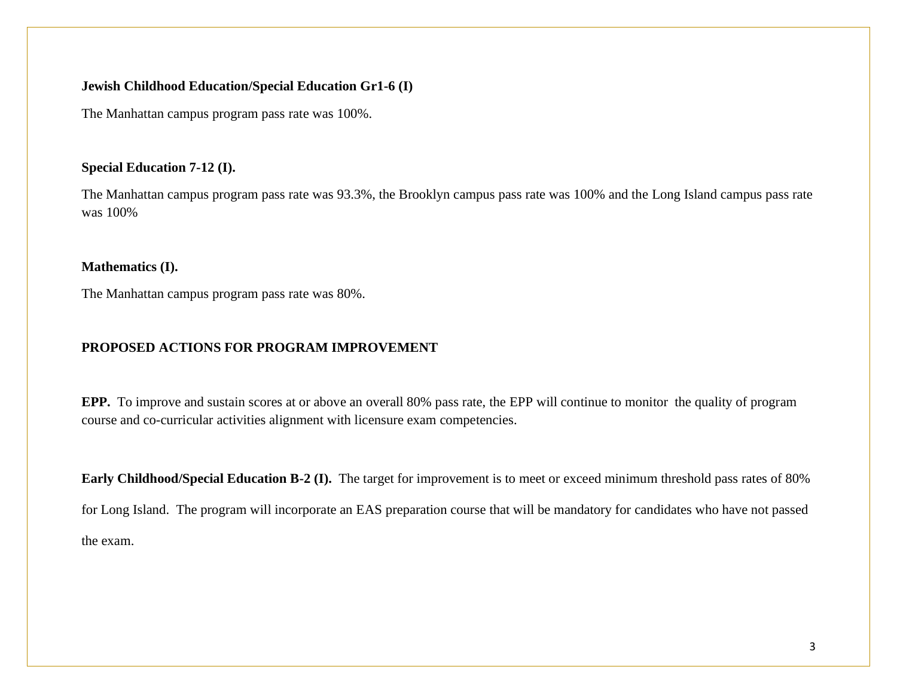**Jewish Childhood Education/Special Education Gr1-6 (I)**

The Manhattan campus program pass rate was 100%.

**Special Education 7-12 (I).**

The Manhattan campus program pass rate was 93.3%, the Brooklyn campus pass rate was 100% and the Long Island campus pass rate was 100%

**Mathematics (I).**

The Manhattan campus program pass rate was 80%.

**PROPOSED ACTIONS FOR PROGRAM IMPROVEMENT**

**EPP.** To improve and sustain scores at or above an overall 80% pass rate, the EPP will continue to monitor the quality of program course and co-curricular activities alignment with licensure exam competencies.

**Early Childhood/Special Education B-2 (I).** The target for improvement is to meet or exceed minimum threshold pass rates of 80% for Long Island. The program will incorporate an EAS preparation course that will be mandatory for candidates who have not passed the exam.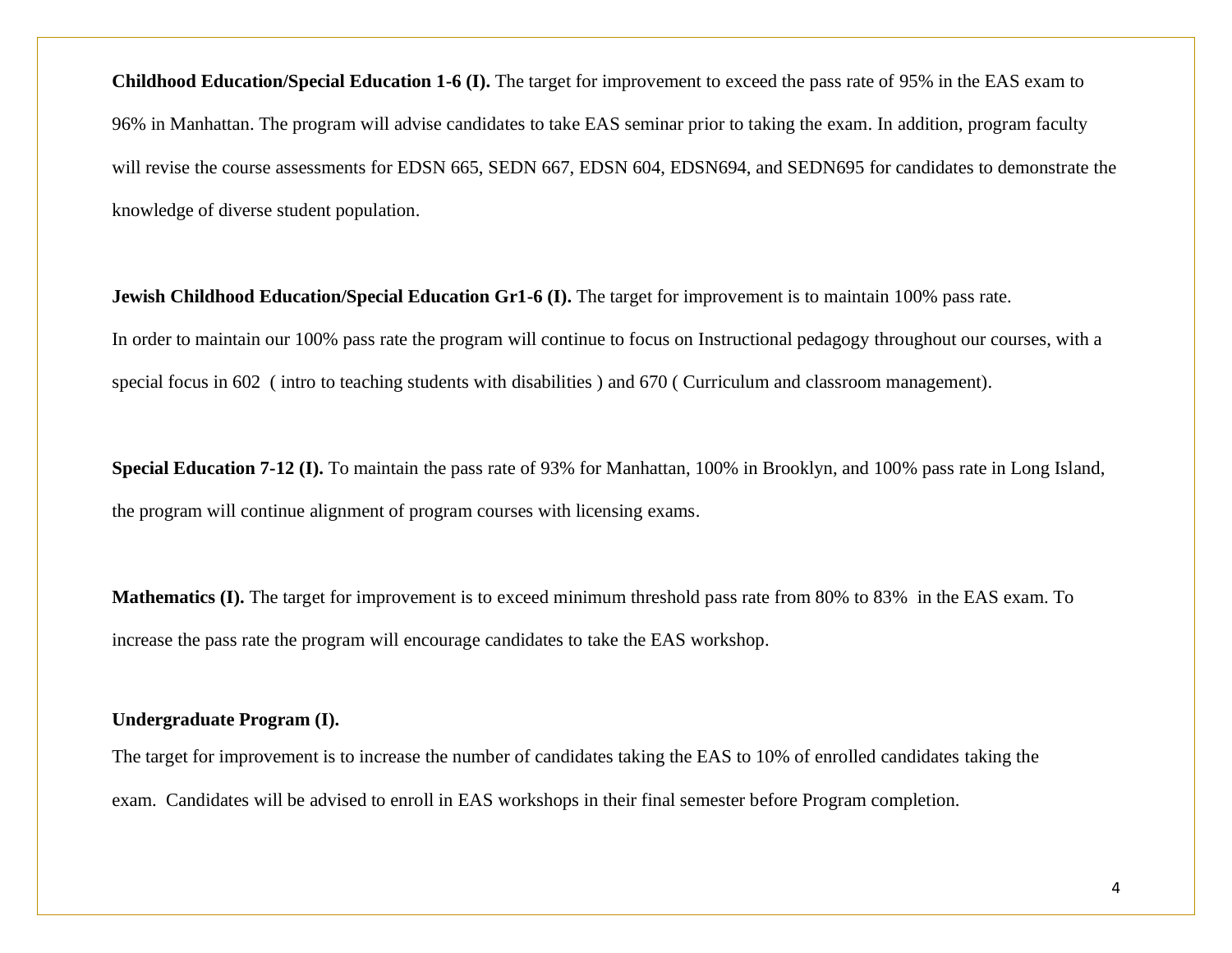**Childhood Education/Special Education 1-6 (I).** The target for improvement to exceed the pass rate of 95% in the EAS exam to 96% in Manhattan. The program will advise candidates to take EAS seminar prior to taking the exam. In addition, program faculty will revise the course assessments for EDSN 665, SEDN 667, EDSN 604, EDSN694, and SEDN695 for candidates to demonstrate the knowledge of diverse student population.

**Jewish Childhood Education/Special Education Gr1-6 (I).** The target for improvement is to maintain 100% pass rate. In order to maintain our 100% pass rate the program will continue to focus on Instructional pedagogy throughout our courses, with a special focus in 602 ( intro to teaching students with disabilities ) and 670 ( Curriculum and classroom management).

**Special Education 7-12 (I).** To maintain the pass rate of 93% for Manhattan, 100% in Brooklyn, and 100% pass rate in Long Island, the program will continue alignment of program courses with licensing exams.

**Mathematics (I).** The target for improvement is to exceed minimum threshold pass rate from 80% to 83% in the EAS exam. To increase the pass rate the program will encourage candidates to take the EAS workshop.

**Undergraduate Program (I).**

The target for improvement is to increase the number of candidates taking the EAS to 10% of enrolled candidates taking the exam. Candidates will be advised to enroll in EAS workshops in their final semester before Program completion.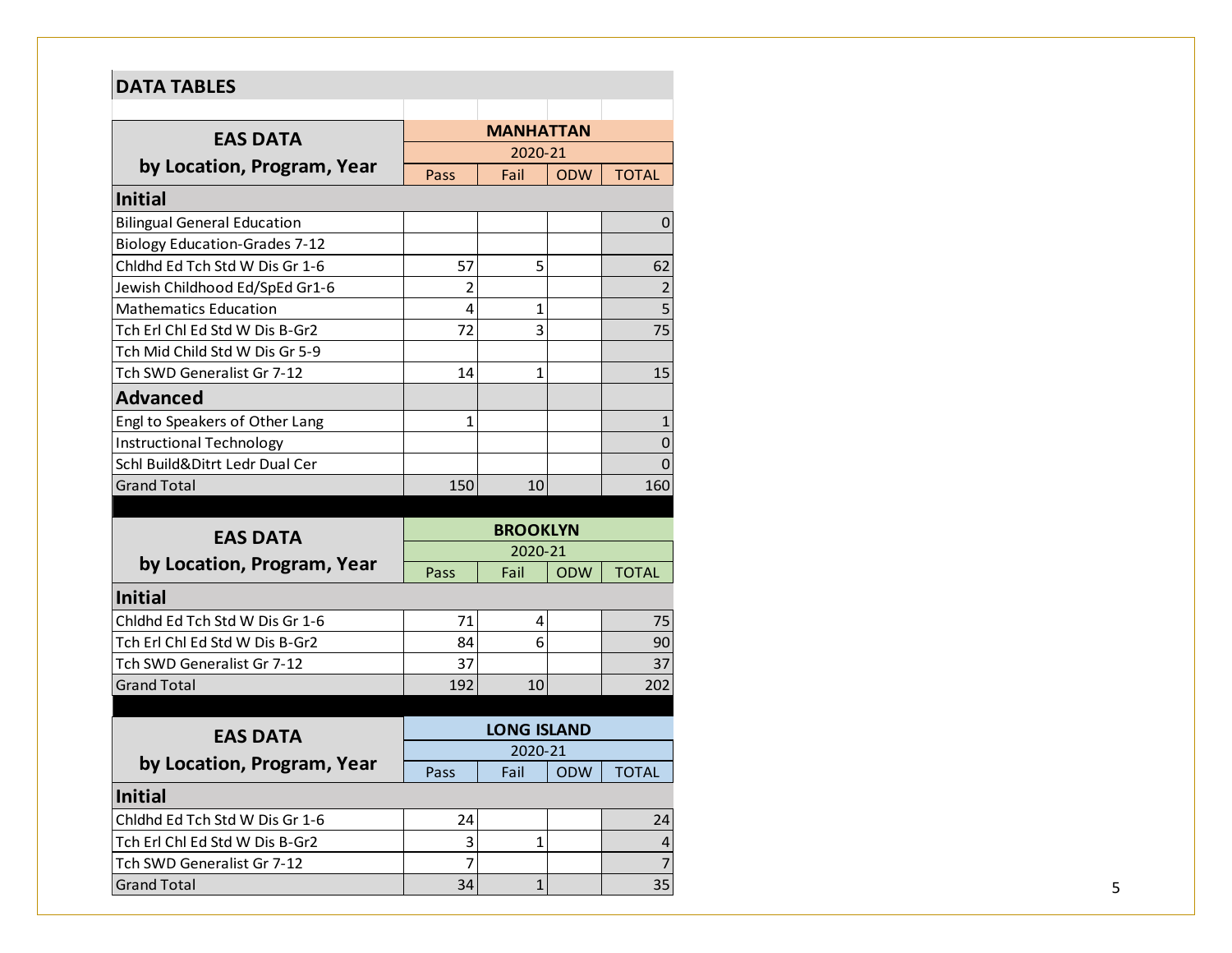## DATA TABLES

| EAS DATA by Location, Program, Year | MANHATTAN | | | |
|---|---|---|---|---|
| | 2020-21 | | | |
| | Pass | Fail | ODW | TOTAL |
| **Initial** | | | | |
| Bilingual General Education | | | | 0 |
| Biology Education-Grades 7-12 | | | | |
| Chldhd Ed Tch Std W Dis Gr 1-6 | 57 | 5 | | 62 |
| Jewish Childhood Ed/SpEd Gr1-6 | 2 | | | 2 |
| Mathematics Education | 4 | 1 | | 5 |
| Tch Erl Chl Ed Std W Dis B-Gr2 | 72 | 3 | | 75 |
| Tch Mid Child Std W Dis Gr 5-9 | | | | |
| Tch SWD Generalist Gr 7-12 | 14 | 1 | | 15 |
| **Advanced** | | | | |
| Engl to Speakers of Other Lang | 1 | | | 1 |
| Instructional Technology | | | | 0 |
| Schl Build&Ditrt Ledr Dual Cer | | | | 0 |
| Grand Total | 150 | 10 | | 160 |

| EAS DATA by Location, Program, Year | BROOKLYN | | | |
|---|---|---|---|---|
| | 2020-21 | | | |
| | Pass | Fail | ODW | TOTAL |
| **Initial** | | | | |
| Chldhd Ed Tch Std W Dis Gr 1-6 | 71 | 4 | | 75 |
| Tch Erl Chl Ed Std W Dis B-Gr2 | 84 | 6 | | 90 |
| Tch SWD Generalist Gr 7-12 | 37 | | | 37 |
| Grand Total | 192 | 10 | | 202 |

| EAS DATA by Location, Program, Year | LONG ISLAND | | | |
|---|---|---|---|---|
| | 2020-21 | | | |
| | Pass | Fail | ODW | TOTAL |
| **Initial** | | | | |
| Chldhd Ed Tch Std W Dis Gr 1-6 | 24 | | | 24 |
| Tch Erl Chl Ed Std W Dis B-Gr2 | 3 | 1 | | 4 |
| Tch SWD Generalist Gr 7-12 | 7 | | | 7 |
| Grand Total | 34 | 1 | | 35 |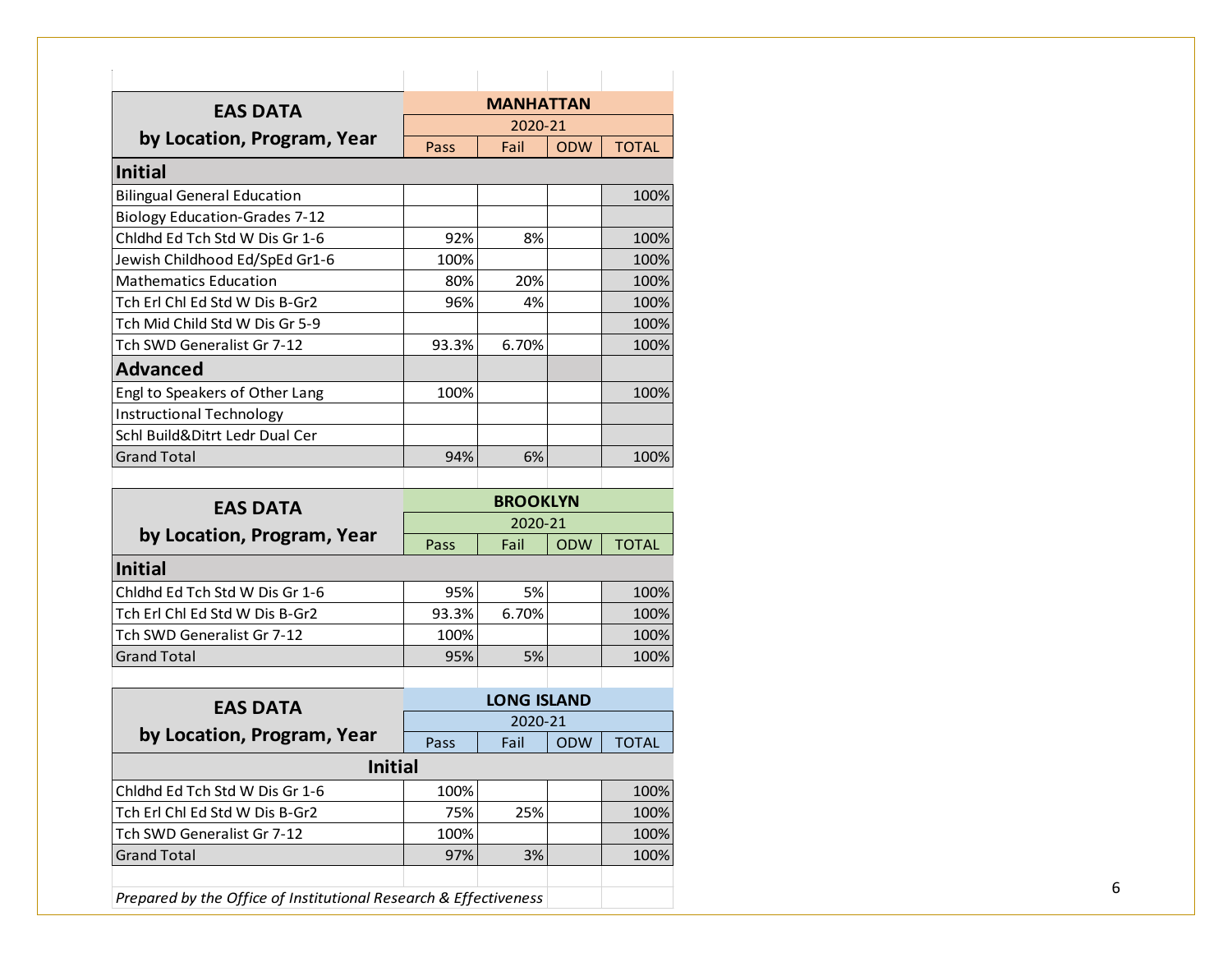| EAS DATA by Location, Program, Year | MANHATTAN | | | |
|---|---|---|---|---|
| | 2020-21 | | | |
| | Pass | Fail | ODW | TOTAL |
| **Initial** | | | | |
| Bilingual General Education | | | | 100% |
| Biology Education-Grades 7-12 | | | | |
| Chldhd Ed Tch Std W Dis Gr 1-6 | 92% | 8% | | 100% |
| Jewish Childhood Ed/SpEd Gr1-6 | 100% | | | 100% |
| Mathematics Education | 80% | 20% | | 100% |
| Tch Erl Chl Ed Std W Dis B-Gr2 | 96% | 4% | | 100% |
| Tch Mid Child Std W Dis Gr 5-9 | | | | 100% |
| Tch SWD Generalist Gr 7-12 | 93.3% | 6.70% | | 100% |
| **Advanced** | | | | |
| Engl to Speakers of Other Lang | 100% | | | 100% |
| Instructional Technology | | | | |
| Schl Build&Ditrt Ledr Dual Cer | | | | |
| Grand Total | 94% | 6% | | 100% |

| EAS DATA by Location, Program, Year | BROOKLYN | | | |
|---|---|---|---|---|
| | 2020-21 | | | |
| | Pass | Fail | ODW | TOTAL |
| **Initial** | | | | |
| Chldhd Ed Tch Std W Dis Gr 1-6 | 95% | 5% | | 100% |
| Tch Erl Chl Ed Std W Dis B-Gr2 | 93.3% | 6.70% | | 100% |
| Tch SWD Generalist Gr 7-12 | 100% | | | 100% |
| Grand Total | 95% | 5% | | 100% |

| EAS DATA by Location, Program, Year | LONG ISLAND | | | |
|---|---|---|---|---|
| | 2020-21 | | | |
| | Pass | Fail | ODW | TOTAL |
| **Initial** | | | | |
| Chldhd Ed Tch Std W Dis Gr 1-6 | 100% | | | 100% |
| Tch Erl Chl Ed Std W Dis B-Gr2 | 75% | 25% | | 100% |
| Tch SWD Generalist Gr 7-12 | 100% | | | 100% |
| Grand Total | 97% | 3% | | 100% |

*Prepared by the Office of Institutional Research & Effectiveness*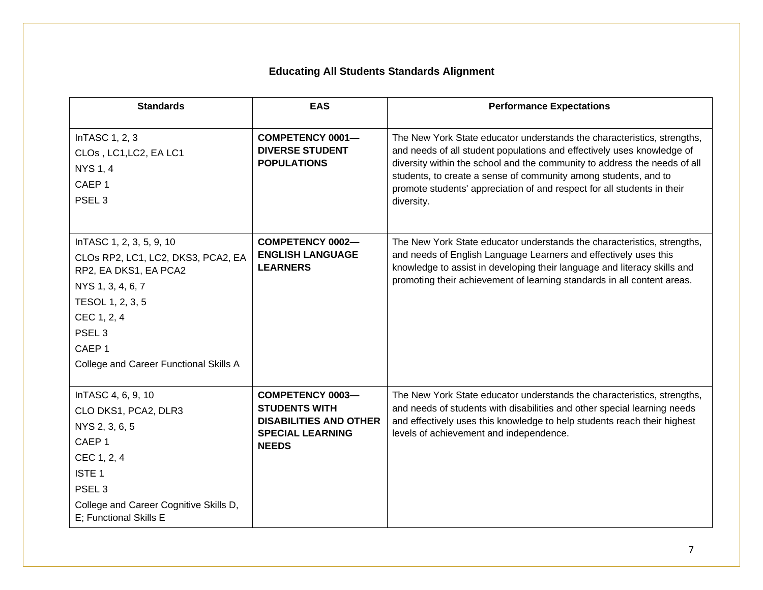## Educating All Students Standards Alignment

| Standards | EAS | Performance Expectations |
|---|---|---|
| InTASC 1, 2, 3<br>CLOs , LC1,LC2, EA LC1<br>NYS 1, 4<br>CAEP 1<br>PSEL 3 | **COMPETENCY 0001—DIVERSE STUDENT POPULATIONS** | The New York State educator understands the characteristics, strengths, and needs of all student populations and effectively uses knowledge of diversity within the school and the community to address the needs of all students, to create a sense of community among students, and to promote students' appreciation of and respect for all students in their diversity. |
| InTASC 1, 2, 3, 5, 9, 10<br>CLOs RP2, LC1, LC2, DKS3, PCA2, EA RP2, EA DKS1, EA PCA2<br>NYS 1, 3, 4, 6, 7<br>TESOL 1, 2, 3, 5<br>CEC 1, 2, 4<br>PSEL 3<br>CAEP 1<br>College and Career Functional Skills A | **COMPETENCY 0002—ENGLISH LANGUAGE LEARNERS** | The New York State educator understands the characteristics, strengths, and needs of English Language Learners and effectively uses this knowledge to assist in developing their language and literacy skills and promoting their achievement of learning standards in all content areas. |
| InTASC 4, 6, 9, 10<br>CLO DKS1, PCA2, DLR3<br>NYS 2, 3, 6, 5<br>CAEP 1<br>CEC 1, 2, 4<br>ISTE 1<br>PSEL 3<br>College and Career Cognitive Skills D, E; Functional Skills E | **COMPETENCY 0003—STUDENTS WITH DISABILITIES AND OTHER SPECIAL LEARNING NEEDS** | The New York State educator understands the characteristics, strengths, and needs of students with disabilities and other special learning needs and effectively uses this knowledge to help students reach their highest levels of achievement and independence. |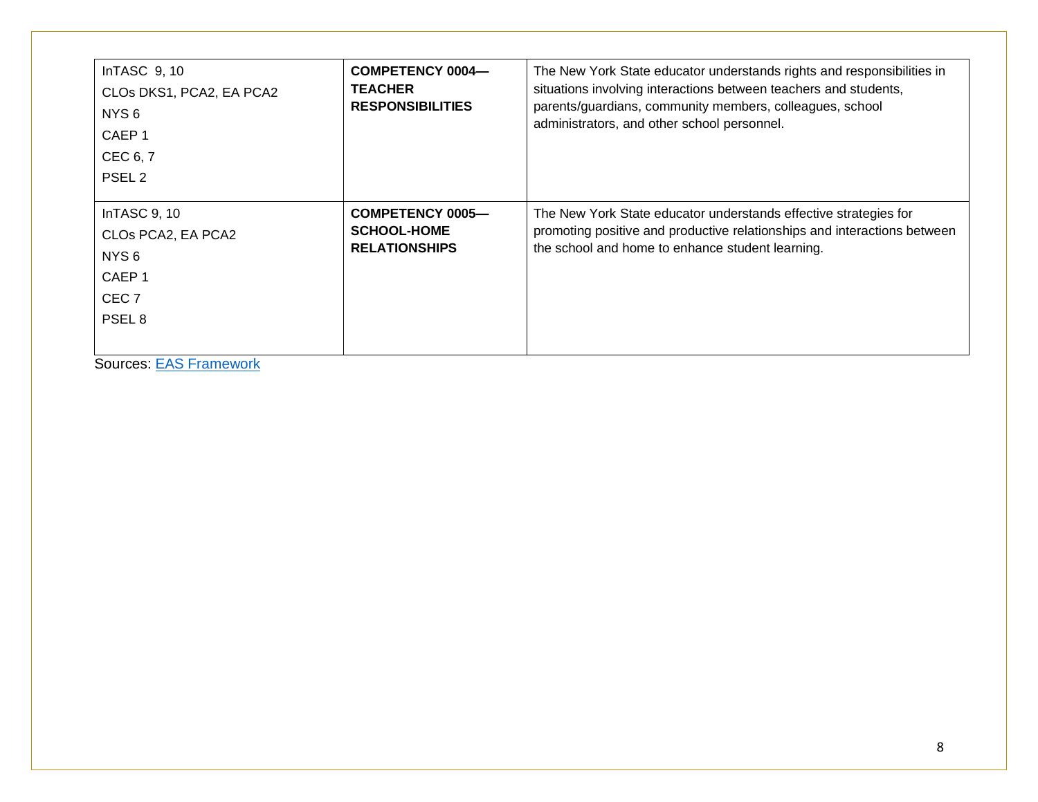| | | |
|---|---|---|
| InTASC 9, 10<br>CLOs DKS1, PCA2, EA PCA2<br>NYS 6<br>CAEP 1<br>CEC 6, 7<br>PSEL 2 | **COMPETENCY 0004—TEACHER RESPONSIBILITIES** | The New York State educator understands rights and responsibilities in situations involving interactions between teachers and students, parents/guardians, community members, colleagues, school administrators, and other school personnel. |
| InTASC 9, 10<br>CLOs PCA2, EA PCA2<br>NYS 6<br>CAEP 1<br>CEC 7<br>PSEL 8 | **COMPETENCY 0005—SCHOOL-HOME RELATIONSHIPS** | The New York State educator understands effective strategies for promoting positive and productive relationships and interactions between the school and home to enhance student learning. |

Sources: [EAS Framework]